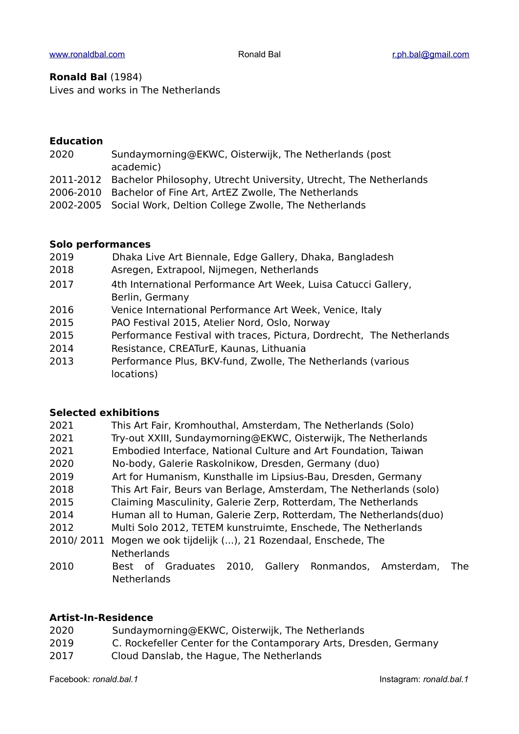**Ronald Bal** (1984)
Lives and works in The Netherlands

### Education

| | |
|---|---|
| 2020 | Sundaymorning@EKWC, Oisterwijk, The Netherlands (post academic) |
| 2011-2012 | Bachelor Philosophy, Utrecht University, Utrecht, The Netherlands |
| 2006-2010 | Bachelor of Fine Art, ArtEZ Zwolle, The Netherlands |
| 2002-2005 | Social Work, Deltion College Zwolle, The Netherlands |

### Solo performances

| | |
|---|---|
| 2019 | Dhaka Live Art Biennale, Edge Gallery, Dhaka, Bangladesh |
| 2018 | Asregen, Extrapool, Nijmegen, Netherlands |
| 2017 | 4th International Performance Art Week, Luisa Catucci Gallery, Berlin, Germany |
| 2016 | Venice International Performance Art Week, Venice, Italy |
| 2015 | PAO Festival 2015, Atelier Nord, Oslo, Norway |
| 2015 | Performance Festival with traces, Pictura, Dordrecht, The Netherlands |
| 2014 | Resistance, CREATurE, Kaunas, Lithuania |
| 2013 | Performance Plus, BKV-fund, Zwolle, The Netherlands (various locations) |

### Selected exhibitions

| | |
|---|---|
| 2021 | This Art Fair, Kromhouthal, Amsterdam, The Netherlands (Solo) |
| 2021 | Try-out XXIII, Sundaymorning@EKWC, Oisterwijk, The Netherlands |
| 2021 | Embodied Interface, National Culture and Art Foundation, Taiwan |
| 2020 | No-body, Galerie Raskolnikow, Dresden, Germany (duo) |
| 2019 | Art for Humanism, Kunsthalle im Lipsius-Bau, Dresden, Germany |
| 2018 | This Art Fair, Beurs van Berlage, Amsterdam, The Netherlands (solo) |
| 2015 | Claiming Masculinity, Galerie Zerp, Rotterdam, The Netherlands |
| 2014 | Human all to Human, Galerie Zerp, Rotterdam, The Netherlands(duo) |
| 2012 | Multi Solo 2012, TETEM kunstruimte, Enschede, The Netherlands |
| 2010/ 2011 | Mogen we ook tijdelijk (...), 21 Rozendaal, Enschede, The Netherlands |
| 2010 | Best of Graduates 2010, Gallery Ronmandos, Amsterdam, The Netherlands |

### Artist-In-Residence

| | |
|---|---|
| 2020 | Sundaymorning@EKWC, Oisterwijk, The Netherlands |
| 2019 | C. Rockefeller Center for the Contamporary Arts, Dresden, Germany |
| 2017 | Cloud Danslab, the Hague, The Netherlands |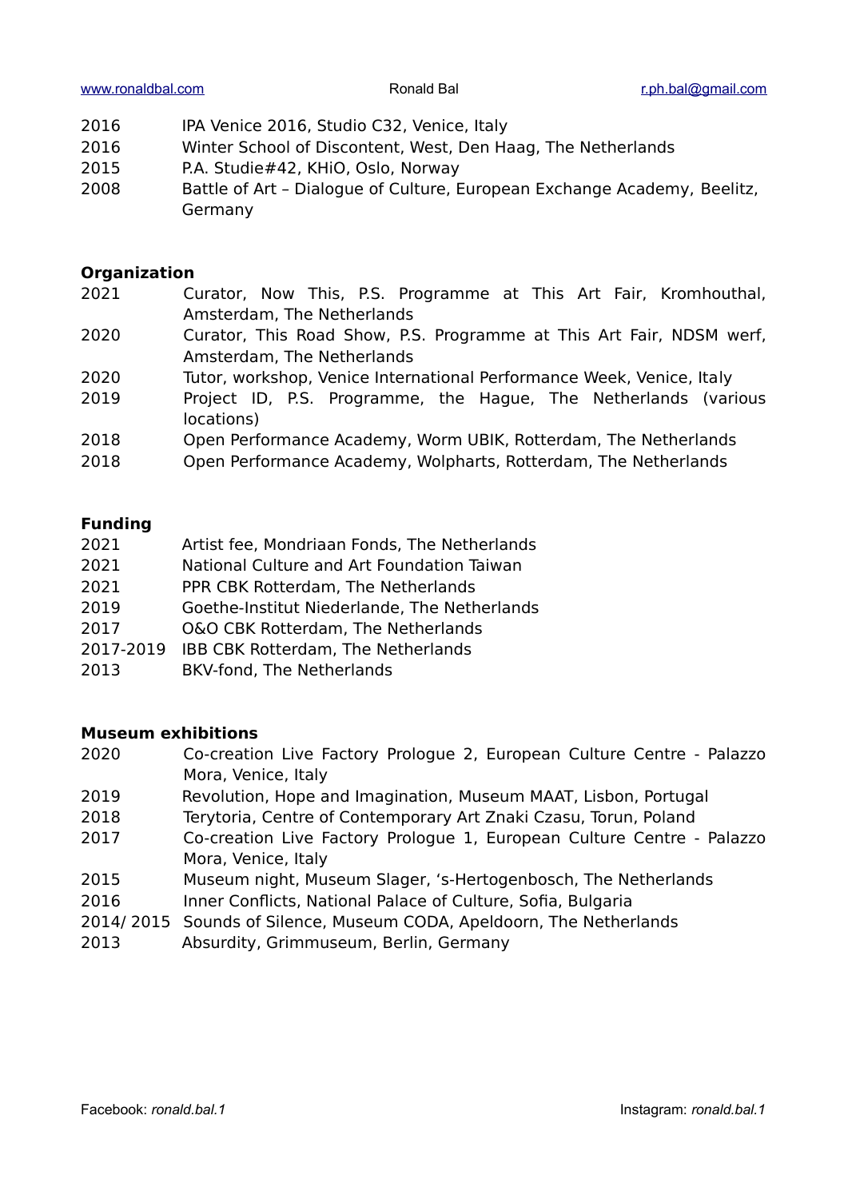2016 IPA Venice 2016, Studio C32, Venice, Italy
2016 Winter School of Discontent, West, Den Haag, The Netherlands
2015 P.A. Studie#42, KHiO, Oslo, Norway
2008 Battle of Art – Dialogue of Culture, European Exchange Academy, Beelitz, Germany

**Organization**

2021 Curator, Now This, P.S. Programme at This Art Fair, Kromhouthal, Amsterdam, The Netherlands
2020 Curator, This Road Show, P.S. Programme at This Art Fair, NDSM werf, Amsterdam, The Netherlands
2020 Tutor, workshop, Venice International Performance Week, Venice, Italy
2019 Project ID, P.S. Programme, the Hague, The Netherlands (various locations)
2018 Open Performance Academy, Worm UBIK, Rotterdam, The Netherlands
2018 Open Performance Academy, Wolpharts, Rotterdam, The Netherlands

**Funding**

2021 Artist fee, Mondriaan Fonds, The Netherlands
2021 National Culture and Art Foundation Taiwan
2021 PPR CBK Rotterdam, The Netherlands
2019 Goethe-Institut Niederlande, The Netherlands
2017 O&O CBK Rotterdam, The Netherlands
2017-2019 IBB CBK Rotterdam, The Netherlands
2013 BKV-fond, The Netherlands

**Museum exhibitions**

2020 Co-creation Live Factory Prologue 2, European Culture Centre - Palazzo Mora, Venice, Italy
2019 Revolution, Hope and Imagination, Museum MAAT, Lisbon, Portugal
2018 Terytoria, Centre of Contemporary Art Znaki Czasu, Torun, Poland
2017 Co-creation Live Factory Prologue 1, European Culture Centre - Palazzo Mora, Venice, Italy
2015 Museum night, Museum Slager, 's-Hertogenbosch, The Netherlands
2016 Inner Conflicts, National Palace of Culture, Sofia, Bulgaria
2014/ 2015 Sounds of Silence, Museum CODA, Apeldoorn, The Netherlands
2013 Absurdity, Grimmuseum, Berlin, Germany